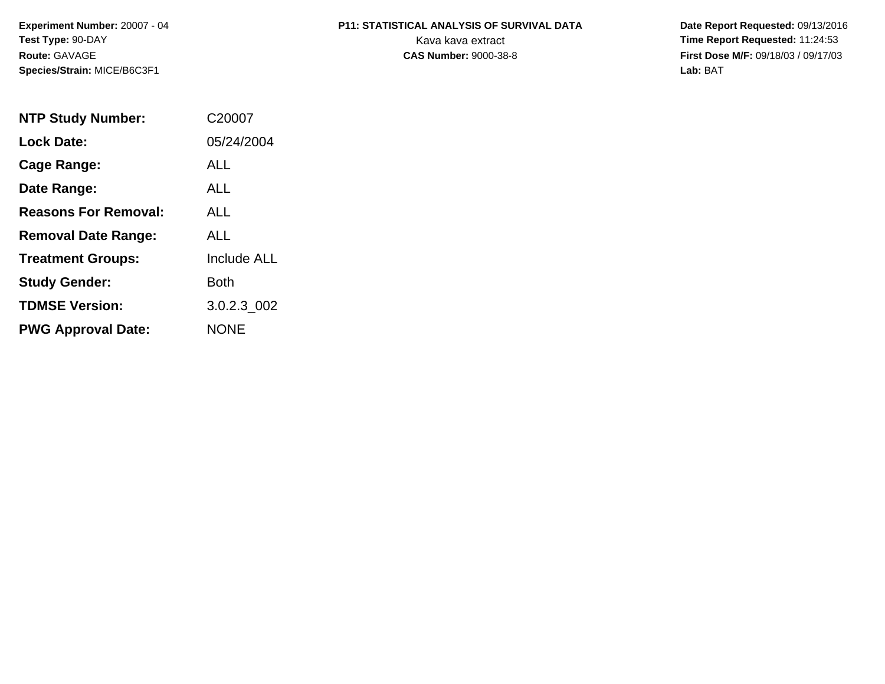**Experiment Number:** 20007 - 04
**Test Type:** 90-DAY
**Route:** GAVAGE
**Species/Strain:** MICE/B6C3F1

**P11: STATISTICAL ANALYSIS OF SURVIVAL DATA**
Kava kava extract
**CAS Number:** 9000-38-8

**Date Report Requested:** 09/13/2016
**Time Report Requested:** 11:24:53
**First Dose M/F:** 09/18/03 / 09/17/03
**Lab:** BAT

| | |
|---|---|
| **NTP Study Number:** | C20007 |
| **Lock Date:** | 05/24/2004 |
| **Cage Range:** | ALL |
| **Date Range:** | ALL |
| **Reasons For Removal:** | ALL |
| **Removal Date Range:** | ALL |
| **Treatment Groups:** | Include ALL |
| **Study Gender:** | Both |
| **TDMSE Version:** | 3.0.2.3_002 |
| **PWG Approval Date:** | NONE |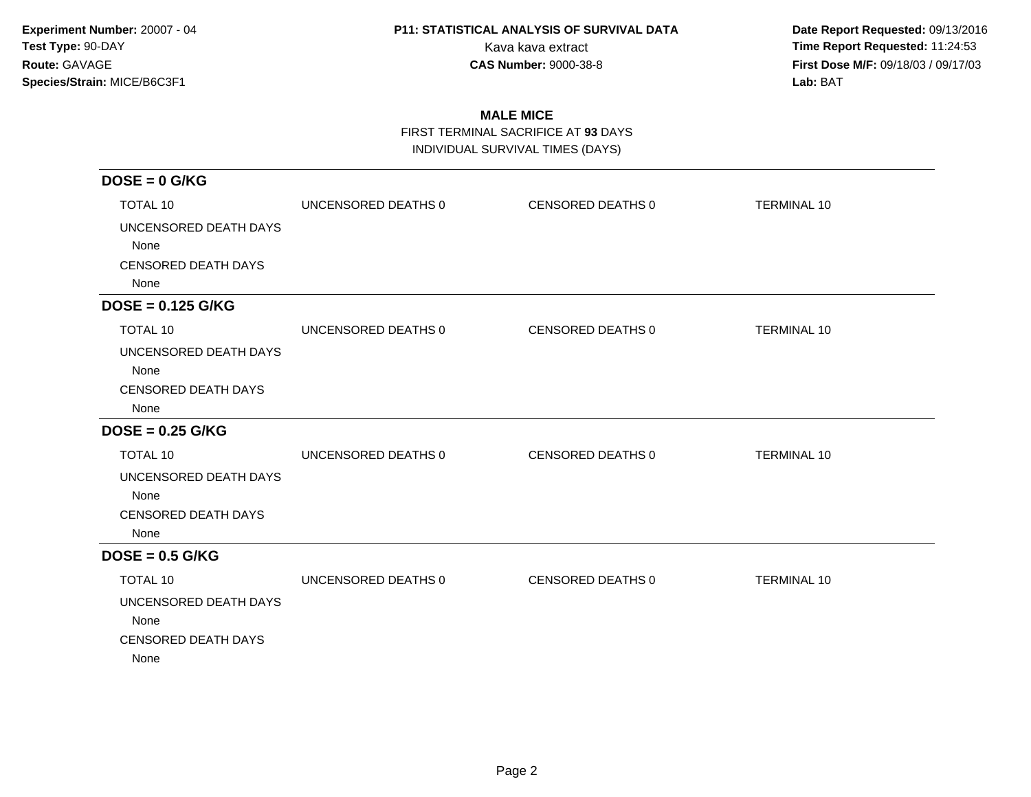**Experiment Number:** 20007 - 04
**Test Type:** 90-DAY
**Route:** GAVAGE
**Species/Strain:** MICE/B6C3F1

**P11: STATISTICAL ANALYSIS OF SURVIVAL DATA**
Kava kava extract
**CAS Number:** 9000-38-8

**Date Report Requested:** 09/13/2016
**Time Report Requested:** 11:24:53
**First Dose M/F:** 09/18/03 / 09/17/03
**Lab:** BAT

## MALE MICE

FIRST TERMINAL SACRIFICE AT **93** DAYS
INDIVIDUAL SURVIVAL TIMES (DAYS)

### DOSE = 0 G/KG

| TOTAL 10 | UNCENSORED DEATHS 0 | CENSORED DEATHS 0 | TERMINAL 10 |
|---|---|---|---|

UNCENSORED DEATH DAYS
None
CENSORED DEATH DAYS
None

### DOSE = 0.125 G/KG

| TOTAL 10 | UNCENSORED DEATHS 0 | CENSORED DEATHS 0 | TERMINAL 10 |
|---|---|---|---|

UNCENSORED DEATH DAYS
None
CENSORED DEATH DAYS
None

### DOSE = 0.25 G/KG

| TOTAL 10 | UNCENSORED DEATHS 0 | CENSORED DEATHS 0 | TERMINAL 10 |
|---|---|---|---|

UNCENSORED DEATH DAYS
None
CENSORED DEATH DAYS
None

### DOSE = 0.5 G/KG

| TOTAL 10 | UNCENSORED DEATHS 0 | CENSORED DEATHS 0 | TERMINAL 10 |
|---|---|---|---|

UNCENSORED DEATH DAYS
None
CENSORED DEATH DAYS
None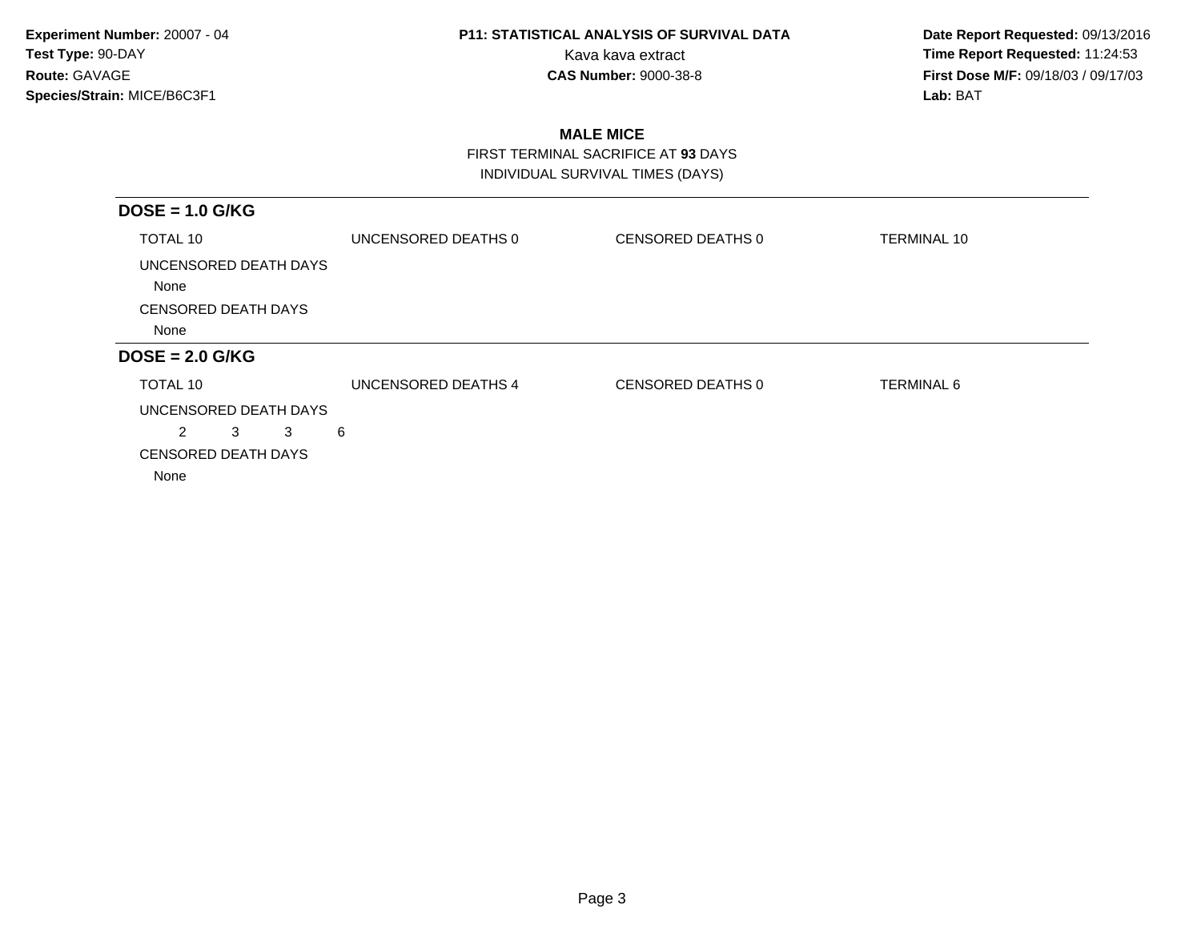## MALE MICE

FIRST TERMINAL SACRIFICE AT **93** DAYS

INDIVIDUAL SURVIVAL TIMES (DAYS)

### DOSE = 1.0 G/KG

TOTAL 10 | UNCENSORED DEATHS 0 | CENSORED DEATHS 0 | TERMINAL 10

UNCENSORED DEATH DAYS

None

CENSORED DEATH DAYS

None

### DOSE = 2.0 G/KG

TOTAL 10 | UNCENSORED DEATHS 4 | CENSORED DEATHS 0 | TERMINAL 6

UNCENSORED DEATH DAYS

2 3 3 6

CENSORED DEATH DAYS

None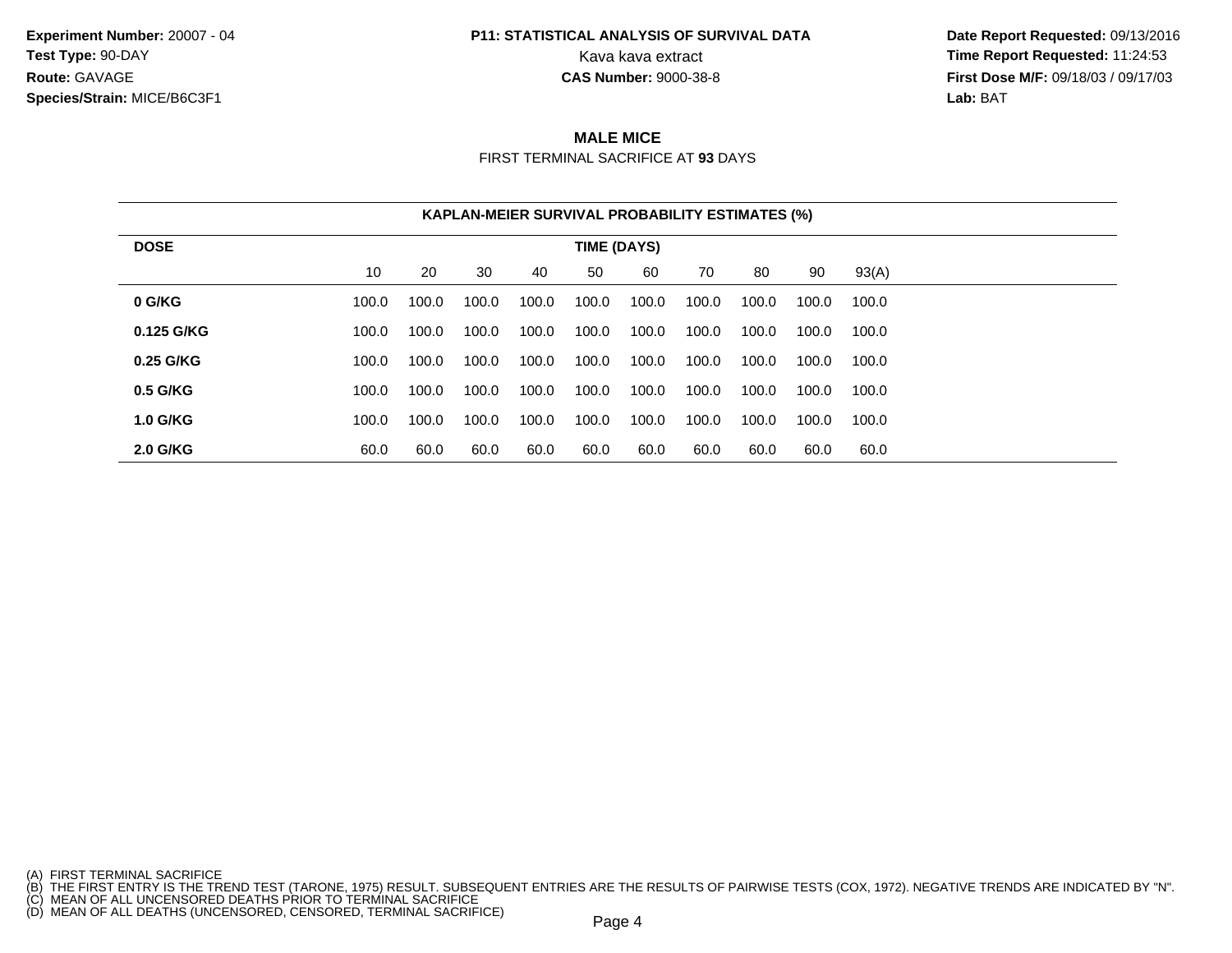Experiment Number: 20007 - 04
Test Type: 90-DAY
Route: GAVAGE
Species/Strain: MICE/B6C3F1

**P11: STATISTICAL ANALYSIS OF SURVIVAL DATA**
Kava kava extract
**CAS Number:** 9000-38-8

Date Report Requested: 09/13/2016
Time Report Requested: 11:24:53
First Dose M/F: 09/18/03 / 09/17/03
Lab: BAT

## MALE MICE

FIRST TERMINAL SACRIFICE AT **93** DAYS

**KAPLAN-MEIER SURVIVAL PROBABILITY ESTIMATES (%)**

| DOSE | TIME (DAYS) | | | | | | | | | |
|---|---|---|---|---|---|---|---|---|---|---|
| | 10 | 20 | 30 | 40 | 50 | 60 | 70 | 80 | 90 | 93(A) |
| **0 G/KG** | 100.0 | 100.0 | 100.0 | 100.0 | 100.0 | 100.0 | 100.0 | 100.0 | 100.0 | 100.0 |
| **0.125 G/KG** | 100.0 | 100.0 | 100.0 | 100.0 | 100.0 | 100.0 | 100.0 | 100.0 | 100.0 | 100.0 |
| **0.25 G/KG** | 100.0 | 100.0 | 100.0 | 100.0 | 100.0 | 100.0 | 100.0 | 100.0 | 100.0 | 100.0 |
| **0.5 G/KG** | 100.0 | 100.0 | 100.0 | 100.0 | 100.0 | 100.0 | 100.0 | 100.0 | 100.0 | 100.0 |
| **1.0 G/KG** | 100.0 | 100.0 | 100.0 | 100.0 | 100.0 | 100.0 | 100.0 | 100.0 | 100.0 | 100.0 |
| **2.0 G/KG** | 60.0 | 60.0 | 60.0 | 60.0 | 60.0 | 60.0 | 60.0 | 60.0 | 60.0 | 60.0 |

(A) FIRST TERMINAL SACRIFICE
(B) THE FIRST ENTRY IS THE TREND TEST (TARONE, 1975) RESULT. SUBSEQUENT ENTRIES ARE THE RESULTS OF PAIRWISE TESTS (COX, 1972). NEGATIVE TRENDS ARE INDICATED BY "N".
(C) MEAN OF ALL UNCENSORED DEATHS PRIOR TO TERMINAL SACRIFICE
(D) MEAN OF ALL DEATHS (UNCENSORED, CENSORED, TERMINAL SACRIFICE)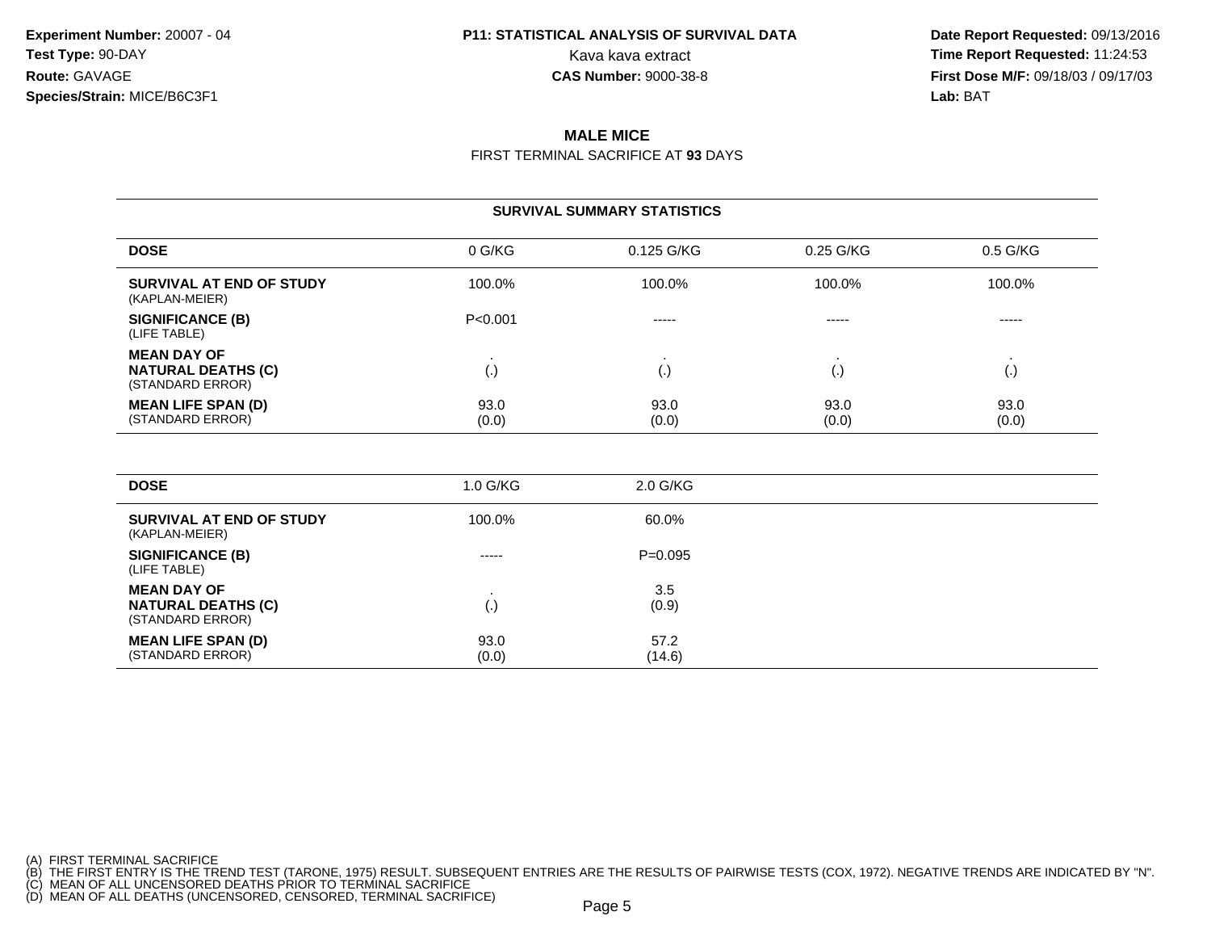**Experiment Number:** 20007 - 04
**Test Type:** 90-DAY
**Route:** GAVAGE
**Species/Strain:** MICE/B6C3F1

**P11: STATISTICAL ANALYSIS OF SURVIVAL DATA**
Kava kava extract
**CAS Number:** 9000-38-8

**Date Report Requested:** 09/13/2016
**Time Report Requested:** 11:24:53
**First Dose M/F:** 09/18/03 / 09/17/03
**Lab:** BAT

## MALE MICE

FIRST TERMINAL SACRIFICE AT **93** DAYS

### SURVIVAL SUMMARY STATISTICS

| DOSE | 0 G/KG | 0.125 G/KG | 0.25 G/KG | 0.5 G/KG |
|---|---|---|---|---|
| **SURVIVAL AT END OF STUDY** (KAPLAN-MEIER) | 100.0% | 100.0% | 100.0% | 100.0% |
| **SIGNIFICANCE (B)** (LIFE TABLE) | P<0.001 | ----- | ----- | ----- |
| **MEAN DAY OF NATURAL DEATHS (C)** (STANDARD ERROR) | . (.) | . (.) | . (.) | . (.) |
| **MEAN LIFE SPAN (D)** (STANDARD ERROR) | 93.0 (0.0) | 93.0 (0.0) | 93.0 (0.0) | 93.0 (0.0) |

| DOSE | 1.0 G/KG | 2.0 G/KG |
|---|---|---|
| **SURVIVAL AT END OF STUDY** (KAPLAN-MEIER) | 100.0% | 60.0% |
| **SIGNIFICANCE (B)** (LIFE TABLE) | ----- | P=0.095 |
| **MEAN DAY OF NATURAL DEATHS (C)** (STANDARD ERROR) | . (.) | 3.5 (0.9) |
| **MEAN LIFE SPAN (D)** (STANDARD ERROR) | 93.0 (0.0) | 57.2 (14.6) |

(A) FIRST TERMINAL SACRIFICE
(B) THE FIRST ENTRY IS THE TREND TEST (TARONE, 1975) RESULT. SUBSEQUENT ENTRIES ARE THE RESULTS OF PAIRWISE TESTS (COX, 1972). NEGATIVE TRENDS ARE INDICATED BY "N".
(C) MEAN OF ALL UNCENSORED DEATHS PRIOR TO TERMINAL SACRIFICE
(D) MEAN OF ALL DEATHS (UNCENSORED, CENSORED, TERMINAL SACRIFICE)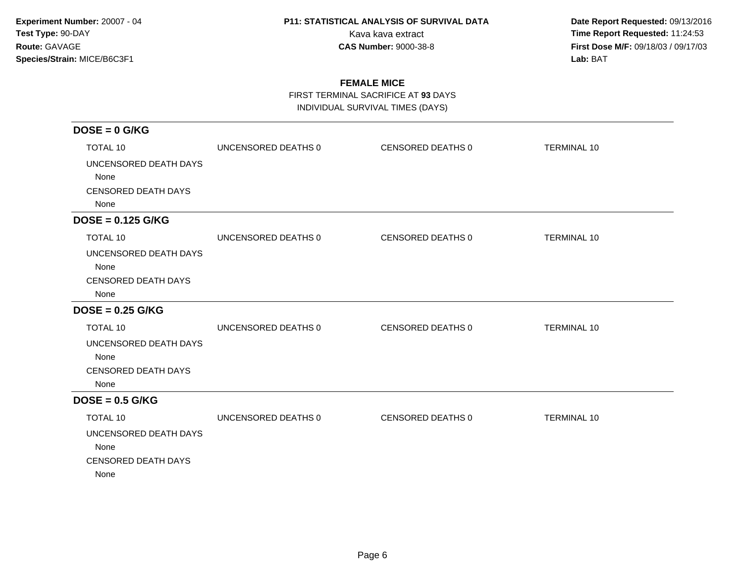**Experiment Number:** 20007 - 04
**Test Type:** 90-DAY
**Route:** GAVAGE
**Species/Strain:** MICE/B6C3F1

**P11: STATISTICAL ANALYSIS OF SURVIVAL DATA**
Kava kava extract
**CAS Number:** 9000-38-8

**Date Report Requested:** 09/13/2016
**Time Report Requested:** 11:24:53
**First Dose M/F:** 09/18/03 / 09/17/03
**Lab:** BAT

## FEMALE MICE

FIRST TERMINAL SACRIFICE AT **93** DAYS
INDIVIDUAL SURVIVAL TIMES (DAYS)

### DOSE = 0 G/KG

| TOTAL 10 | UNCENSORED DEATHS 0 | CENSORED DEATHS 0 | TERMINAL 10 |
|---|---|---|---|

UNCENSORED DEATH DAYS
None
CENSORED DEATH DAYS
None

### DOSE = 0.125 G/KG

| TOTAL 10 | UNCENSORED DEATHS 0 | CENSORED DEATHS 0 | TERMINAL 10 |
|---|---|---|---|

UNCENSORED DEATH DAYS
None
CENSORED DEATH DAYS
None

### DOSE = 0.25 G/KG

| TOTAL 10 | UNCENSORED DEATHS 0 | CENSORED DEATHS 0 | TERMINAL 10 |
|---|---|---|---|

UNCENSORED DEATH DAYS
None
CENSORED DEATH DAYS
None

### DOSE = 0.5 G/KG

| TOTAL 10 | UNCENSORED DEATHS 0 | CENSORED DEATHS 0 | TERMINAL 10 |
|---|---|---|---|

UNCENSORED DEATH DAYS
None
CENSORED DEATH DAYS
None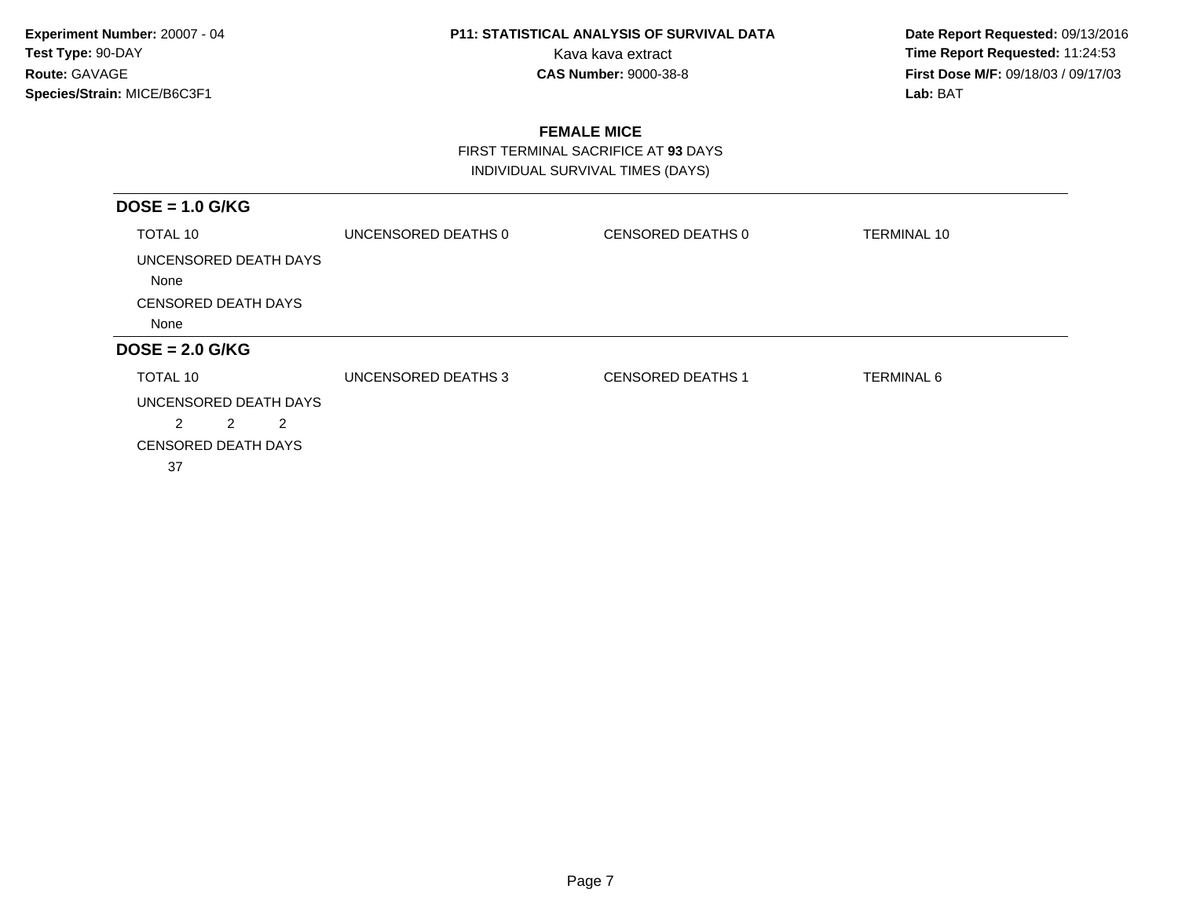**Experiment Number:** 20007 - 04
**Test Type:** 90-DAY
**Route:** GAVAGE
**Species/Strain:** MICE/B6C3F1

**P11: STATISTICAL ANALYSIS OF SURVIVAL DATA**
Kava kava extract
**CAS Number:** 9000-38-8

**Date Report Requested:** 09/13/2016
**Time Report Requested:** 11:24:53
**First Dose M/F:** 09/18/03 / 09/17/03
**Lab:** BAT

## FEMALE MICE

FIRST TERMINAL SACRIFICE AT **93** DAYS
INDIVIDUAL SURVIVAL TIMES (DAYS)

### DOSE = 1.0 G/KG

| TOTAL 10 | UNCENSORED DEATHS 0 | CENSORED DEATHS 0 | TERMINAL 10 |
|---|---|---|---|

UNCENSORED DEATH DAYS
None

CENSORED DEATH DAYS
None

### DOSE = 2.0 G/KG

| TOTAL 10 | UNCENSORED DEATHS 3 | CENSORED DEATHS 1 | TERMINAL 6 |
|---|---|---|---|

UNCENSORED DEATH DAYS
2 2 2

CENSORED DEATH DAYS
37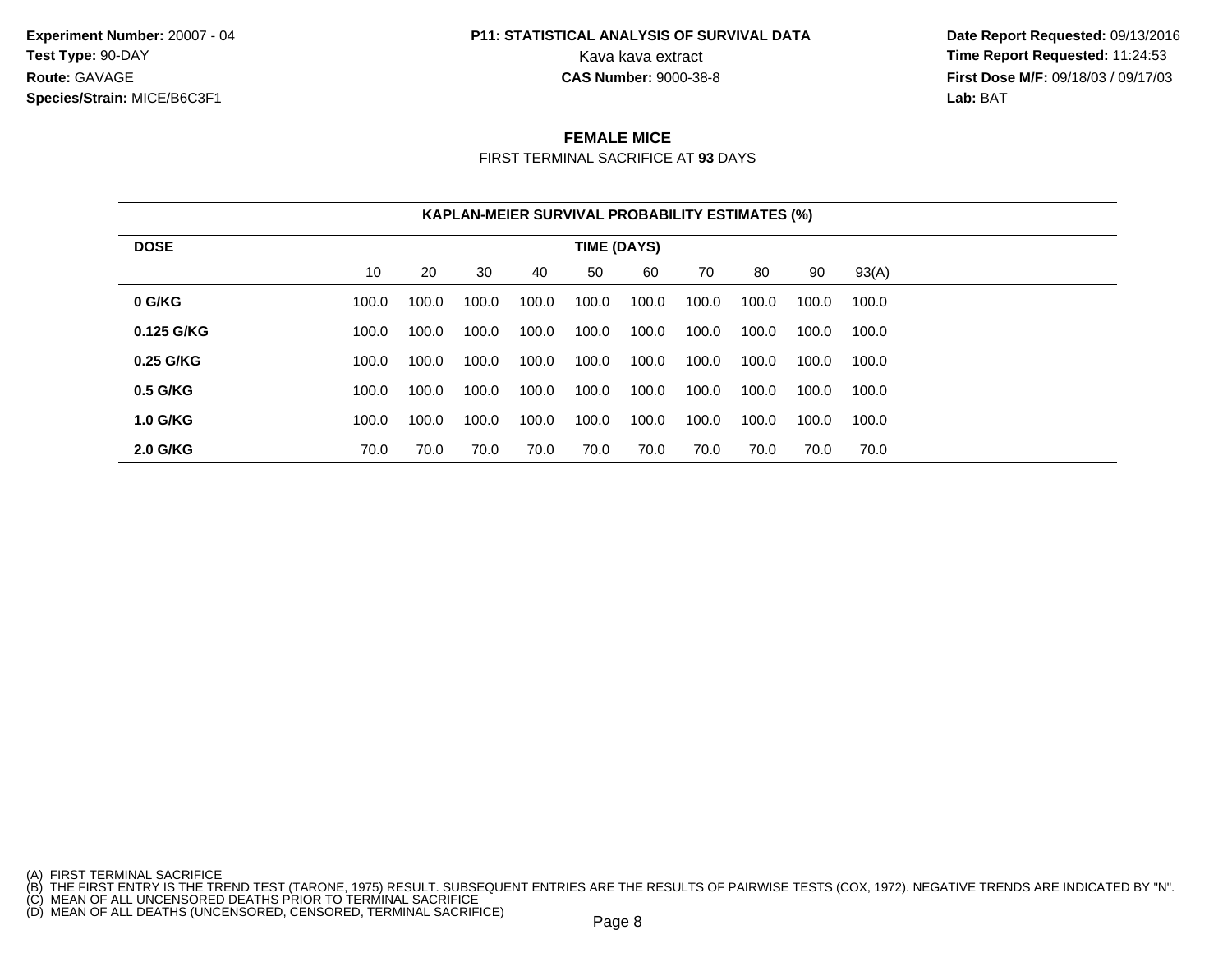**Experiment Number:** 20007 - 04
**Test Type:** 90-DAY
**Route:** GAVAGE
**Species/Strain:** MICE/B6C3F1

**P11: STATISTICAL ANALYSIS OF SURVIVAL DATA**
Kava kava extract
**CAS Number:** 9000-38-8

**Date Report Requested:** 09/13/2016
**Time Report Requested:** 11:24:53
**First Dose M/F:** 09/18/03 / 09/17/03
**Lab:** BAT

## FEMALE MICE

FIRST TERMINAL SACRIFICE AT **93** DAYS

**KAPLAN-MEIER SURVIVAL PROBABILITY ESTIMATES (%)**

| DOSE | TIME (DAYS) | | | | | | | | | |
|---|---|---|---|---|---|---|---|---|---|---|
| | 10 | 20 | 30 | 40 | 50 | 60 | 70 | 80 | 90 | 93(A) |
| **0 G/KG** | 100.0 | 100.0 | 100.0 | 100.0 | 100.0 | 100.0 | 100.0 | 100.0 | 100.0 | 100.0 |
| **0.125 G/KG** | 100.0 | 100.0 | 100.0 | 100.0 | 100.0 | 100.0 | 100.0 | 100.0 | 100.0 | 100.0 |
| **0.25 G/KG** | 100.0 | 100.0 | 100.0 | 100.0 | 100.0 | 100.0 | 100.0 | 100.0 | 100.0 | 100.0 |
| **0.5 G/KG** | 100.0 | 100.0 | 100.0 | 100.0 | 100.0 | 100.0 | 100.0 | 100.0 | 100.0 | 100.0 |
| **1.0 G/KG** | 100.0 | 100.0 | 100.0 | 100.0 | 100.0 | 100.0 | 100.0 | 100.0 | 100.0 | 100.0 |
| **2.0 G/KG** | 70.0 | 70.0 | 70.0 | 70.0 | 70.0 | 70.0 | 70.0 | 70.0 | 70.0 | 70.0 |

(A) FIRST TERMINAL SACRIFICE
(B) THE FIRST ENTRY IS THE TREND TEST (TARONE, 1975) RESULT. SUBSEQUENT ENTRIES ARE THE RESULTS OF PAIRWISE TESTS (COX, 1972). NEGATIVE TRENDS ARE INDICATED BY "N".
(C) MEAN OF ALL UNCENSORED DEATHS PRIOR TO TERMINAL SACRIFICE
(D) MEAN OF ALL DEATHS (UNCENSORED, CENSORED, TERMINAL SACRIFICE)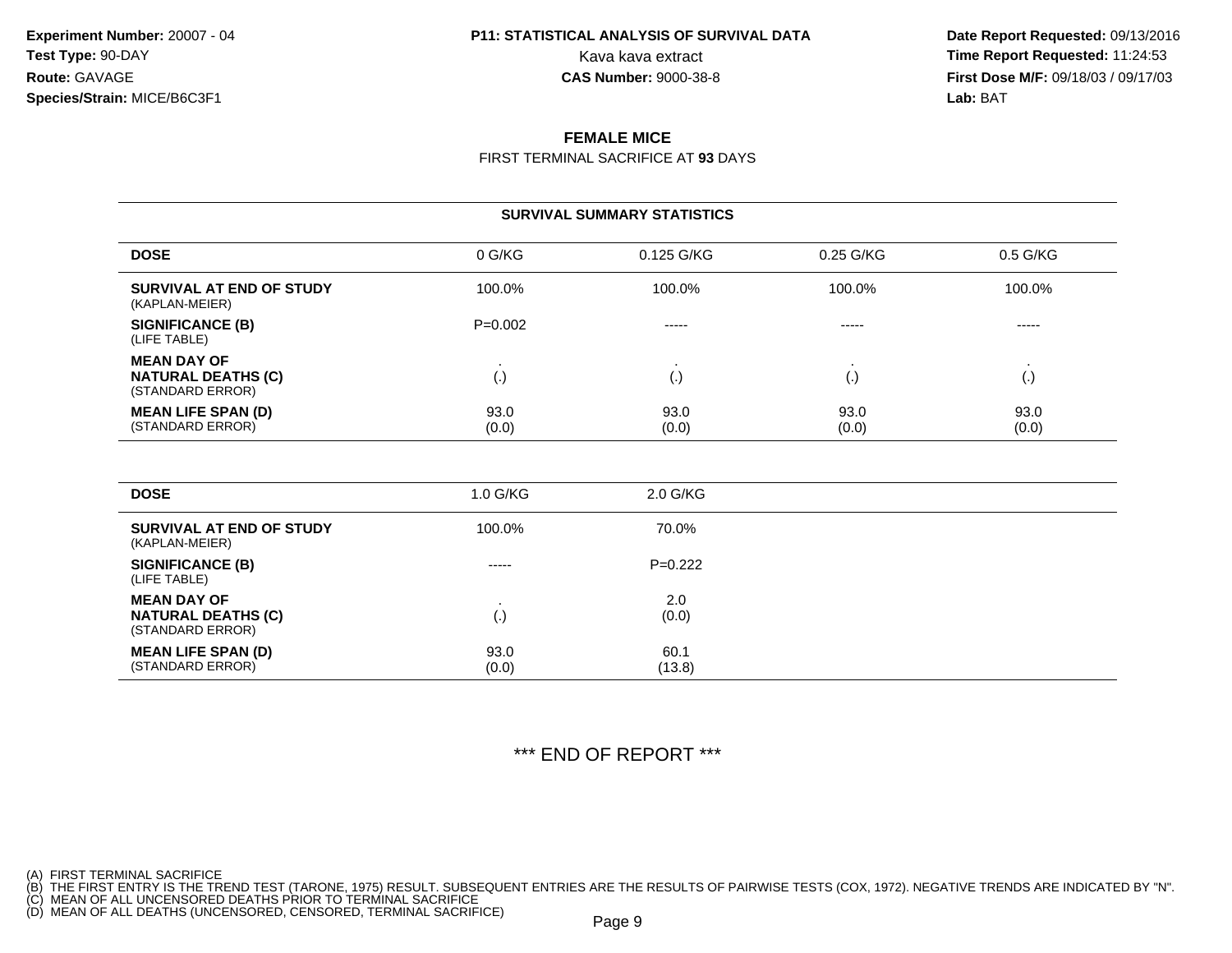**Experiment Number:** 20007 - 04
**Test Type:** 90-DAY
**Route:** GAVAGE
**Species/Strain:** MICE/B6C3F1

**P11: STATISTICAL ANALYSIS OF SURVIVAL DATA**
Kava kava extract
**CAS Number:** 9000-38-8

**Date Report Requested:** 09/13/2016
**Time Report Requested:** 11:24:53
**First Dose M/F:** 09/18/03 / 09/17/03
**Lab:** BAT

## FEMALE MICE

FIRST TERMINAL SACRIFICE AT **93** DAYS

### SURVIVAL SUMMARY STATISTICS

| DOSE | 0 G/KG | 0.125 G/KG | 0.25 G/KG | 0.5 G/KG |
|---|---|---|---|---|
| **SURVIVAL AT END OF STUDY** (KAPLAN-MEIER) | 100.0% | 100.0% | 100.0% | 100.0% |
| **SIGNIFICANCE (B)** (LIFE TABLE) | P=0.002 | ----- | ----- | ----- |
| **MEAN DAY OF NATURAL DEATHS (C)** (STANDARD ERROR) | . (.) | . (.) | . (.) | . (.) |
| **MEAN LIFE SPAN (D)** (STANDARD ERROR) | 93.0 (0.0) | 93.0 (0.0) | 93.0 (0.0) | 93.0 (0.0) |

| DOSE | 1.0 G/KG | 2.0 G/KG |
|---|---|---|
| **SURVIVAL AT END OF STUDY** (KAPLAN-MEIER) | 100.0% | 70.0% |
| **SIGNIFICANCE (B)** (LIFE TABLE) | ----- | P=0.222 |
| **MEAN DAY OF NATURAL DEATHS (C)** (STANDARD ERROR) | . (.) | 2.0 (0.0) |
| **MEAN LIFE SPAN (D)** (STANDARD ERROR) | 93.0 (0.0) | 60.1 (13.8) |

\*\*\* END OF REPORT \*\*\*

(A) FIRST TERMINAL SACRIFICE
(B) THE FIRST ENTRY IS THE TREND TEST (TARONE, 1975) RESULT. SUBSEQUENT ENTRIES ARE THE RESULTS OF PAIRWISE TESTS (COX, 1972). NEGATIVE TRENDS ARE INDICATED BY "N".
(C) MEAN OF ALL UNCENSORED DEATHS PRIOR TO TERMINAL SACRIFICE
(D) MEAN OF ALL DEATHS (UNCENSORED, CENSORED, TERMINAL SACRIFICE)